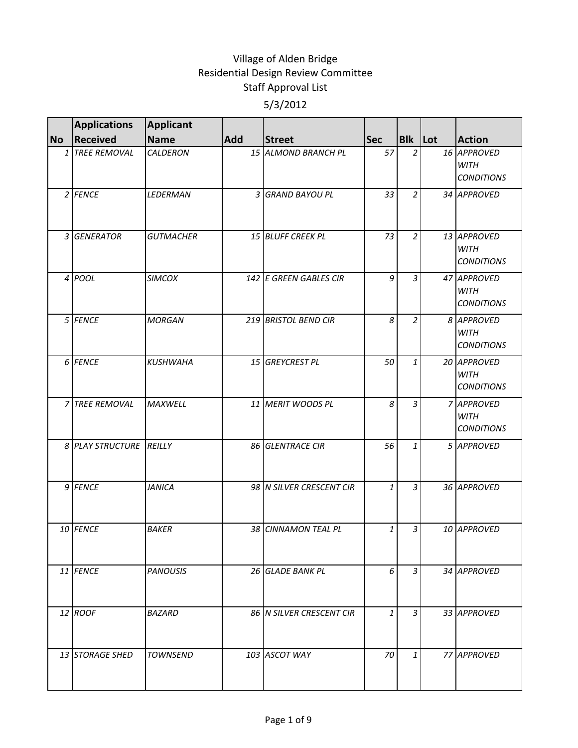# Village of Alden Bridge
## Residential Design Review Committee
## Staff Approval List
### 5/3/2012

| No | Applications Received | Applicant Name | Add | Street | Sec | Blk | Lot | Action |
|---|---|---|---|---|---|---|---|---|
| 1 | TREE REMOVAL | CALDERON | 15 | ALMOND BRANCH PL | 57 | 2 | 16 | APPROVED WITH CONDITIONS |
| 2 | FENCE | LEDERMAN | 3 | GRAND BAYOU PL | 33 | 2 | 34 | APPROVED |
| 3 | GENERATOR | GUTMACHER | 15 | BLUFF CREEK PL | 73 | 2 | 13 | APPROVED WITH CONDITIONS |
| 4 | POOL | SIMCOX | 142 | E GREEN GABLES CIR | 9 | 3 | 47 | APPROVED WITH CONDITIONS |
| 5 | FENCE | MORGAN | 219 | BRISTOL BEND CIR | 8 | 2 | 8 | APPROVED WITH CONDITIONS |
| 6 | FENCE | KUSHWAHA | 15 | GREYCREST PL | 50 | 1 | 20 | APPROVED WITH CONDITIONS |
| 7 | TREE REMOVAL | MAXWELL | 11 | MERIT WOODS PL | 8 | 3 | 7 | APPROVED WITH CONDITIONS |
| 8 | PLAY STRUCTURE | REILLY | 86 | GLENTRACE CIR | 56 | 1 | 5 | APPROVED |
| 9 | FENCE | JANICA | 98 | N SILVER CRESCENT CIR | 1 | 3 | 36 | APPROVED |
| 10 | FENCE | BAKER | 38 | CINNAMON TEAL PL | 1 | 3 | 10 | APPROVED |
| 11 | FENCE | PANOUSIS | 26 | GLADE BANK PL | 6 | 3 | 34 | APPROVED |
| 12 | ROOF | BAZARD | 86 | N SILVER CRESCENT CIR | 1 | 3 | 33 | APPROVED |
| 13 | STORAGE SHED | TOWNSEND | 103 | ASCOT WAY | 70 | 1 | 77 | APPROVED |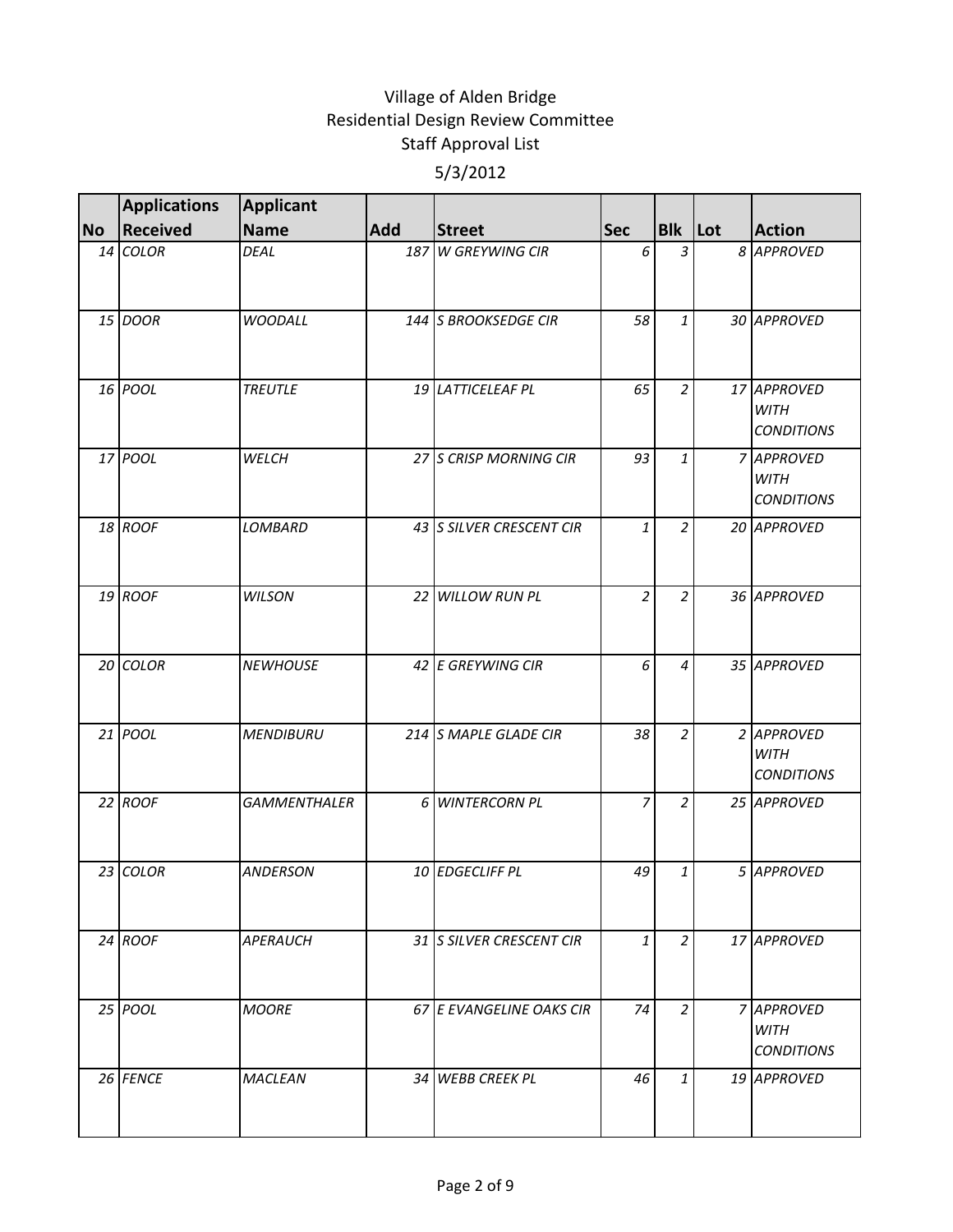Village of Alden Bridge
Residential Design Review Committee
Staff Approval List

5/3/2012

| No | Applications Received | Applicant Name | Add | Street | Sec | Blk | Lot | Action |
|---|---|---|---|---|---|---|---|---|
| 14 | COLOR | DEAL | 187 | W GREYWING CIR | 6 | 3 | 8 | APPROVED |
| 15 | DOOR | WOODALL | 144 | S BROOKSEDGE CIR | 58 | 1 | 30 | APPROVED |
| 16 | POOL | TREUTLE | 19 | LATTICELEAF PL | 65 | 2 | 17 | APPROVED WITH CONDITIONS |
| 17 | POOL | WELCH | 27 | S CRISP MORNING CIR | 93 | 1 | 7 | APPROVED WITH CONDITIONS |
| 18 | ROOF | LOMBARD | 43 | S SILVER CRESCENT CIR | 1 | 2 | 20 | APPROVED |
| 19 | ROOF | WILSON | 22 | WILLOW RUN PL | 2 | 2 | 36 | APPROVED |
| 20 | COLOR | NEWHOUSE | 42 | E GREYWING CIR | 6 | 4 | 35 | APPROVED |
| 21 | POOL | MENDIBURU | 214 | S MAPLE GLADE CIR | 38 | 2 | 2 | APPROVED WITH CONDITIONS |
| 22 | ROOF | GAMMENTHALER | 6 | WINTERCORN PL | 7 | 2 | 25 | APPROVED |
| 23 | COLOR | ANDERSON | 10 | EDGECLIFF PL | 49 | 1 | 5 | APPROVED |
| 24 | ROOF | APERAUCH | 31 | S SILVER CRESCENT CIR | 1 | 2 | 17 | APPROVED |
| 25 | POOL | MOORE | 67 | E EVANGELINE OAKS CIR | 74 | 2 | 7 | APPROVED WITH CONDITIONS |
| 26 | FENCE | MACLEAN | 34 | WEBB CREEK PL | 46 | 1 | 19 | APPROVED |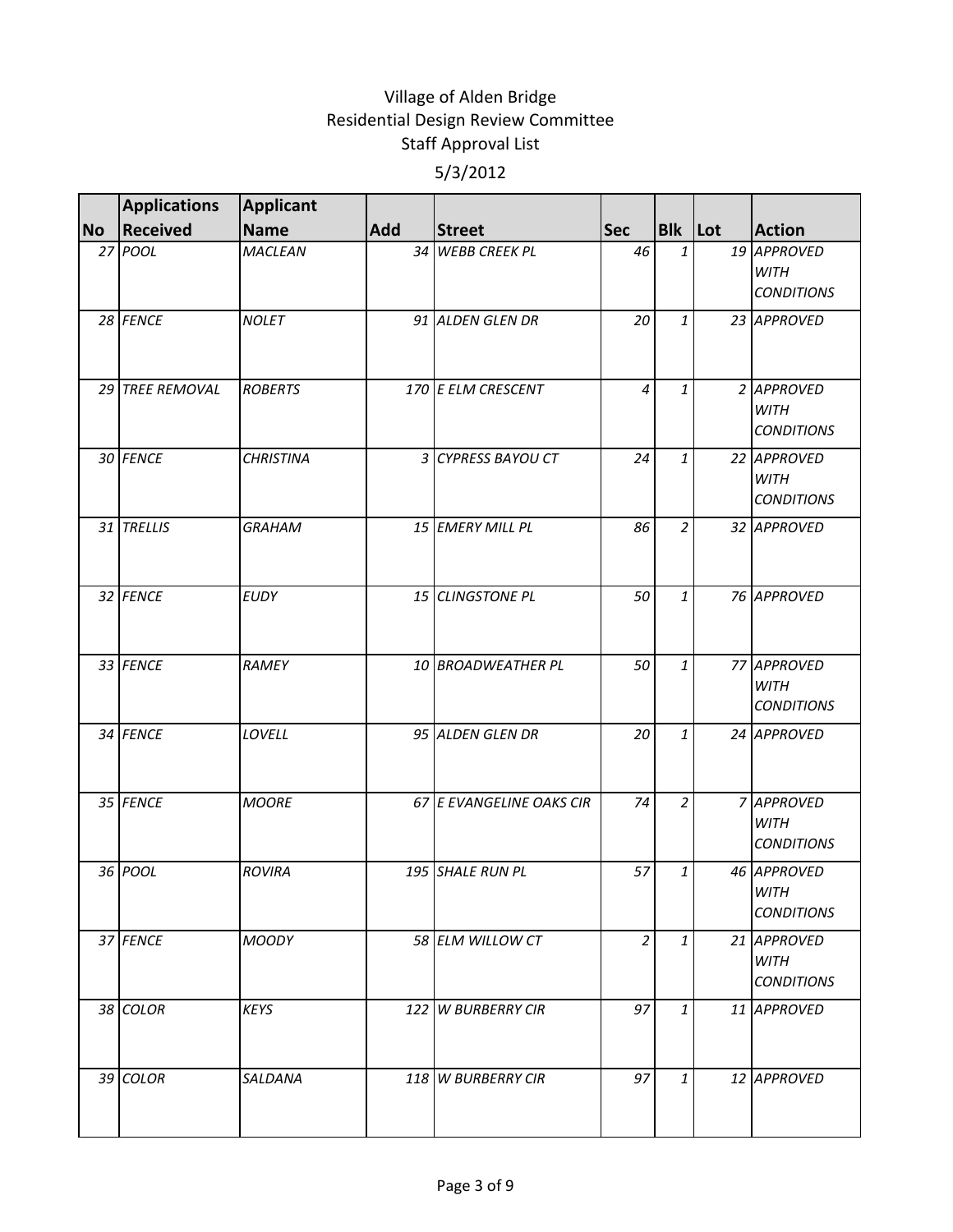# Village of Alden Bridge
## Residential Design Review Committee
### Staff Approval List

5/3/2012

| No | Applications Received | Applicant Name | Add | Street | Sec | Blk | Lot | Action |
|---|---|---|---|---|---|---|---|---|
| 27 | *POOL* | *MACLEAN* | 34 | *WEBB CREEK PL* | 46 | 1 | 19 | *APPROVED WITH CONDITIONS* |
| 28 | *FENCE* | *NOLET* | 91 | *ALDEN GLEN DR* | 20 | 1 | 23 | *APPROVED* |
| 29 | *TREE REMOVAL* | *ROBERTS* | 170 | *E ELM CRESCENT* | 4 | 1 | 2 | *APPROVED WITH CONDITIONS* |
| 30 | *FENCE* | *CHRISTINA* | 3 | *CYPRESS BAYOU CT* | 24 | 1 | 22 | *APPROVED WITH CONDITIONS* |
| 31 | *TRELLIS* | *GRAHAM* | 15 | *EMERY MILL PL* | 86 | 2 | 32 | *APPROVED* |
| 32 | *FENCE* | *EUDY* | 15 | *CLINGSTONE PL* | 50 | 1 | 76 | *APPROVED* |
| 33 | *FENCE* | *RAMEY* | 10 | *BROADWEATHER PL* | 50 | 1 | 77 | *APPROVED WITH CONDITIONS* |
| 34 | *FENCE* | *LOVELL* | 95 | *ALDEN GLEN DR* | 20 | 1 | 24 | *APPROVED* |
| 35 | *FENCE* | *MOORE* | 67 | *E EVANGELINE OAKS CIR* | 74 | 2 | 7 | *APPROVED WITH CONDITIONS* |
| 36 | *POOL* | *ROVIRA* | 195 | *SHALE RUN PL* | 57 | 1 | 46 | *APPROVED WITH CONDITIONS* |
| 37 | *FENCE* | *MOODY* | 58 | *ELM WILLOW CT* | 2 | 1 | 21 | *APPROVED WITH CONDITIONS* |
| 38 | *COLOR* | *KEYS* | 122 | *W BURBERRY CIR* | 97 | 1 | 11 | *APPROVED* |
| 39 | *COLOR* | *SALDANA* | 118 | *W BURBERRY CIR* | 97 | 1 | 12 | *APPROVED* |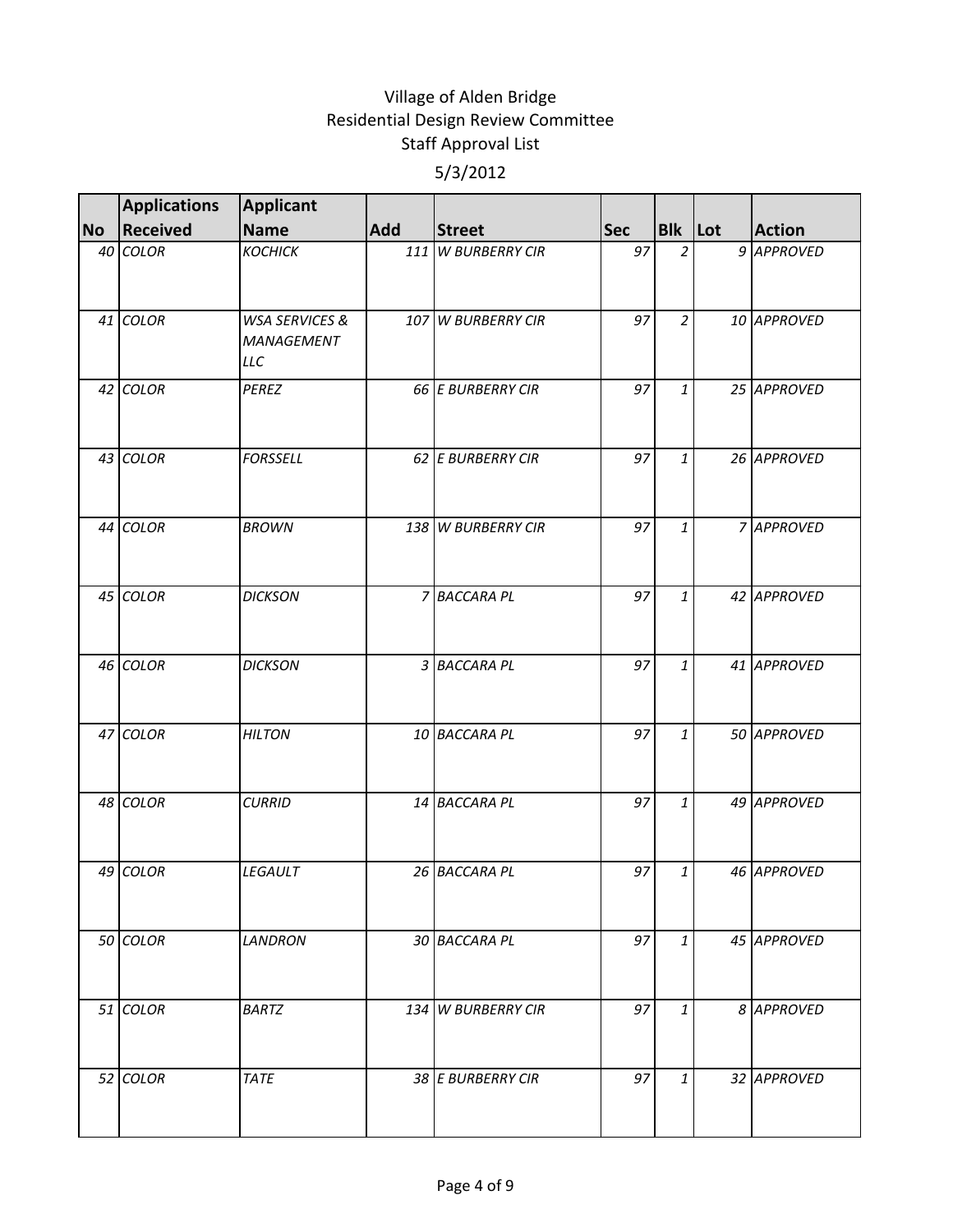Village of Alden Bridge
Residential Design Review Committee
Staff Approval List
5/3/2012

| No | Applications Received | Applicant Name | Add | Street | Sec | Blk | Lot | Action |
|---|---|---|---|---|---|---|---|---|
| 40 | COLOR | KOCHICK | 111 | W BURBERRY CIR | 97 | 2 | 9 | APPROVED |
| 41 | COLOR | WSA SERVICES & MANAGEMENT LLC | 107 | W BURBERRY CIR | 97 | 2 | 10 | APPROVED |
| 42 | COLOR | PEREZ | 66 | E BURBERRY CIR | 97 | 1 | 25 | APPROVED |
| 43 | COLOR | FORSSELL | 62 | E BURBERRY CIR | 97 | 1 | 26 | APPROVED |
| 44 | COLOR | BROWN | 138 | W BURBERRY CIR | 97 | 1 | 7 | APPROVED |
| 45 | COLOR | DICKSON | 7 | BACCARA PL | 97 | 1 | 42 | APPROVED |
| 46 | COLOR | DICKSON | 3 | BACCARA PL | 97 | 1 | 41 | APPROVED |
| 47 | COLOR | HILTON | 10 | BACCARA PL | 97 | 1 | 50 | APPROVED |
| 48 | COLOR | CURRID | 14 | BACCARA PL | 97 | 1 | 49 | APPROVED |
| 49 | COLOR | LEGAULT | 26 | BACCARA PL | 97 | 1 | 46 | APPROVED |
| 50 | COLOR | LANDRON | 30 | BACCARA PL | 97 | 1 | 45 | APPROVED |
| 51 | COLOR | BARTZ | 134 | W BURBERRY CIR | 97 | 1 | 8 | APPROVED |
| 52 | COLOR | TATE | 38 | E BURBERRY CIR | 97 | 1 | 32 | APPROVED |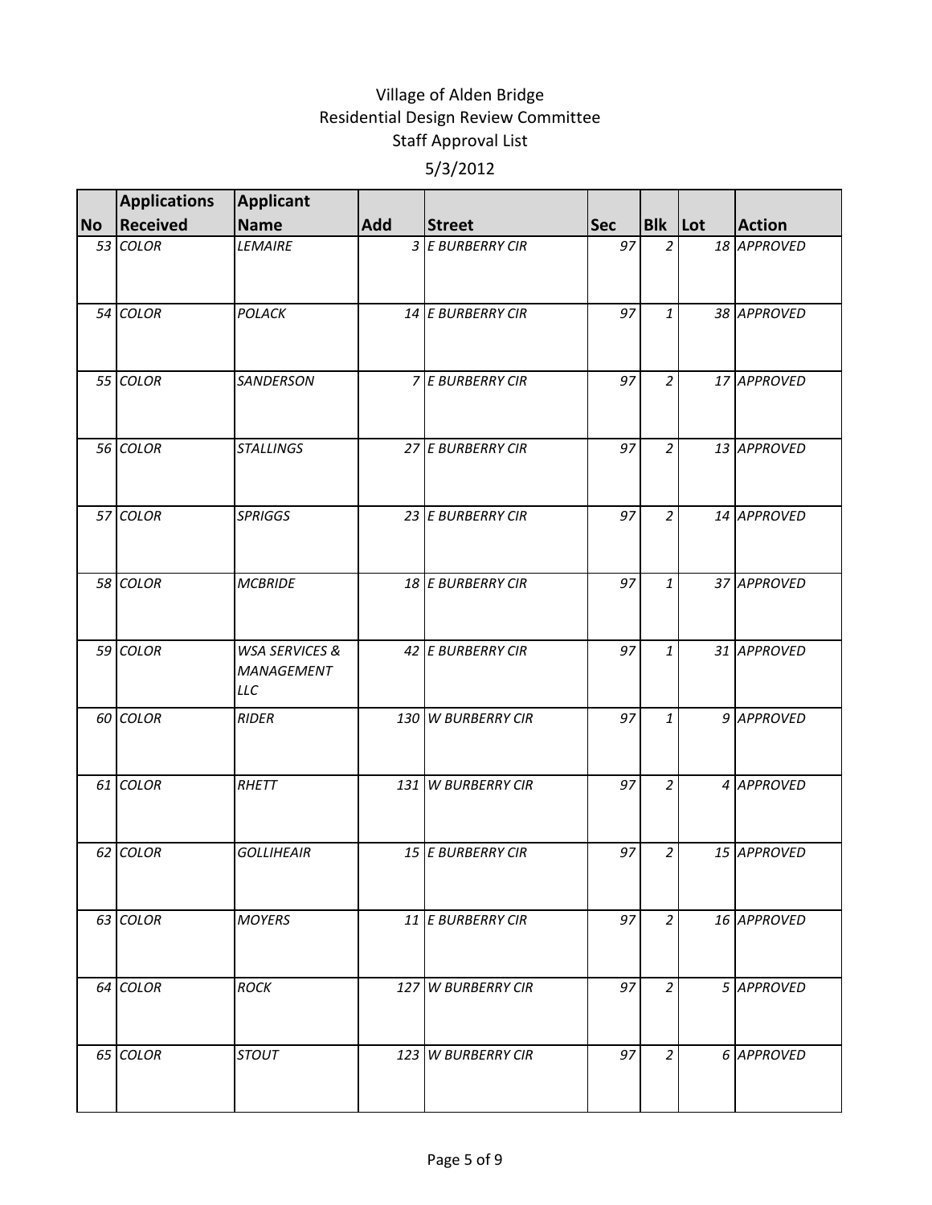# Village of Alden Bridge
## Residential Design Review Committee
### Staff Approval List
### 5/3/2012

| No | Applications Received | Applicant Name | Add | Street | Sec | Blk | Lot | Action |
|---|---|---|---|---|---|---|---|---|
| 53 | COLOR | LEMAIRE | 3 | E BURBERRY CIR | 97 | 2 | 18 | APPROVED |
| 54 | COLOR | POLACK | 14 | E BURBERRY CIR | 97 | 1 | 38 | APPROVED |
| 55 | COLOR | SANDERSON | 7 | E BURBERRY CIR | 97 | 2 | 17 | APPROVED |
| 56 | COLOR | STALLINGS | 27 | E BURBERRY CIR | 97 | 2 | 13 | APPROVED |
| 57 | COLOR | SPRIGGS | 23 | E BURBERRY CIR | 97 | 2 | 14 | APPROVED |
| 58 | COLOR | MCBRIDE | 18 | E BURBERRY CIR | 97 | 1 | 37 | APPROVED |
| 59 | COLOR | WSA SERVICES & MANAGEMENT LLC | 42 | E BURBERRY CIR | 97 | 1 | 31 | APPROVED |
| 60 | COLOR | RIDER | 130 | W BURBERRY CIR | 97 | 1 | 9 | APPROVED |
| 61 | COLOR | RHETT | 131 | W BURBERRY CIR | 97 | 2 | 4 | APPROVED |
| 62 | COLOR | GOLLIHEAIR | 15 | E BURBERRY CIR | 97 | 2 | 15 | APPROVED |
| 63 | COLOR | MOYERS | 11 | E BURBERRY CIR | 97 | 2 | 16 | APPROVED |
| 64 | COLOR | ROCK | 127 | W BURBERRY CIR | 97 | 2 | 5 | APPROVED |
| 65 | COLOR | STOUT | 123 | W BURBERRY CIR | 97 | 2 | 6 | APPROVED |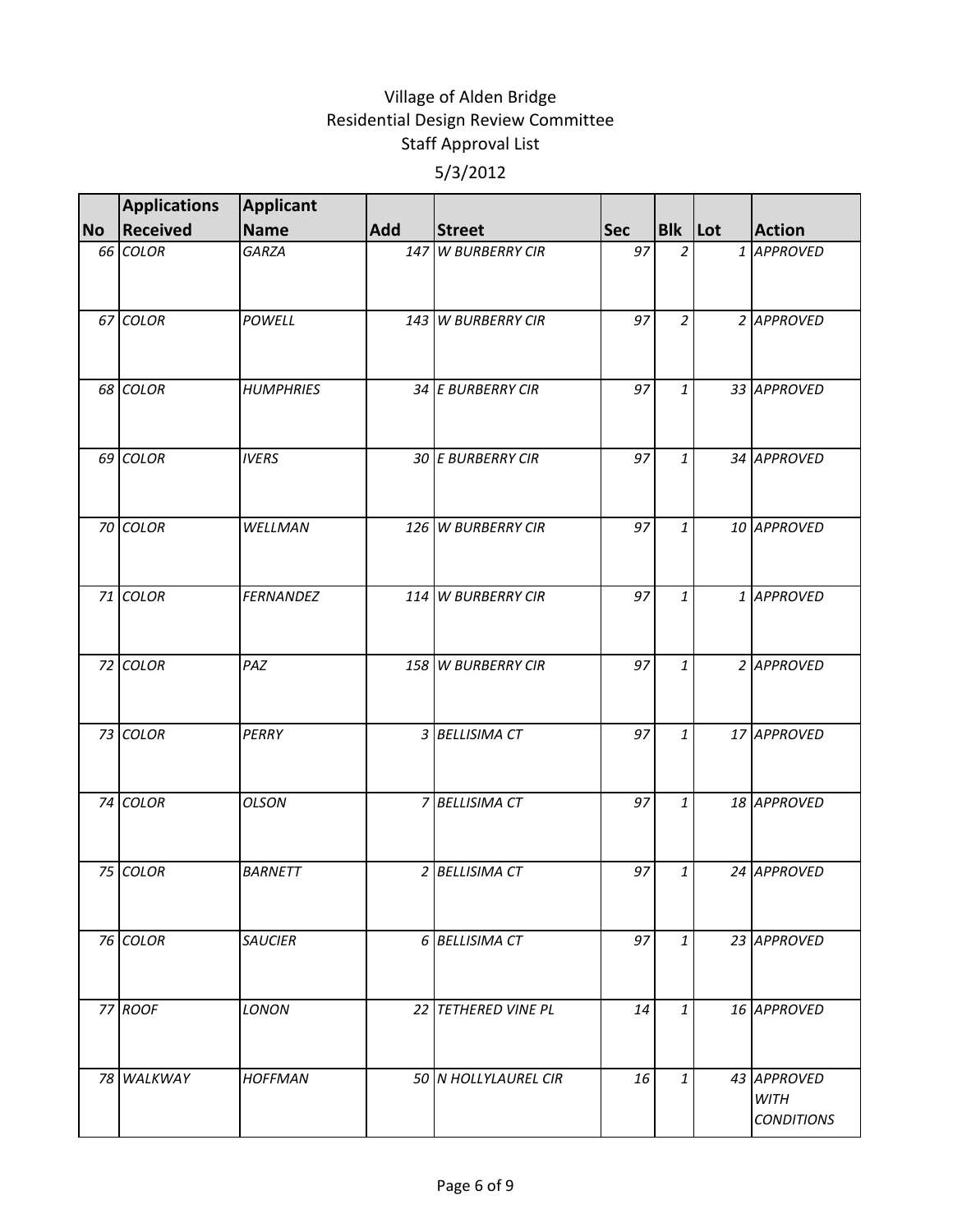# Village of Alden Bridge
## Residential Design Review Committee
## Staff Approval List

5/3/2012

| No | Applications Received | Applicant Name | Add | Street | Sec | Blk | Lot | Action |
|---|---|---|---|---|---|---|---|---|
| 66 | COLOR | GARZA | 147 | W BURBERRY CIR | 97 | 2 | 1 | APPROVED |
| 67 | COLOR | POWELL | 143 | W BURBERRY CIR | 97 | 2 | 2 | APPROVED |
| 68 | COLOR | HUMPHRIES | 34 | E BURBERRY CIR | 97 | 1 | 33 | APPROVED |
| 69 | COLOR | IVERS | 30 | E BURBERRY CIR | 97 | 1 | 34 | APPROVED |
| 70 | COLOR | WELLMAN | 126 | W BURBERRY CIR | 97 | 1 | 10 | APPROVED |
| 71 | COLOR | FERNANDEZ | 114 | W BURBERRY CIR | 97 | 1 | 1 | APPROVED |
| 72 | COLOR | PAZ | 158 | W BURBERRY CIR | 97 | 1 | 2 | APPROVED |
| 73 | COLOR | PERRY | 3 | BELLISIMA CT | 97 | 1 | 17 | APPROVED |
| 74 | COLOR | OLSON | 7 | BELLISIMA CT | 97 | 1 | 18 | APPROVED |
| 75 | COLOR | BARNETT | 2 | BELLISIMA CT | 97 | 1 | 24 | APPROVED |
| 76 | COLOR | SAUCIER | 6 | BELLISIMA CT | 97 | 1 | 23 | APPROVED |
| 77 | ROOF | LONON | 22 | TETHERED VINE PL | 14 | 1 | 16 | APPROVED |
| 78 | WALKWAY | HOFFMAN | 50 | N HOLLYLAUREL CIR | 16 | 1 | 43 | APPROVED WITH CONDITIONS |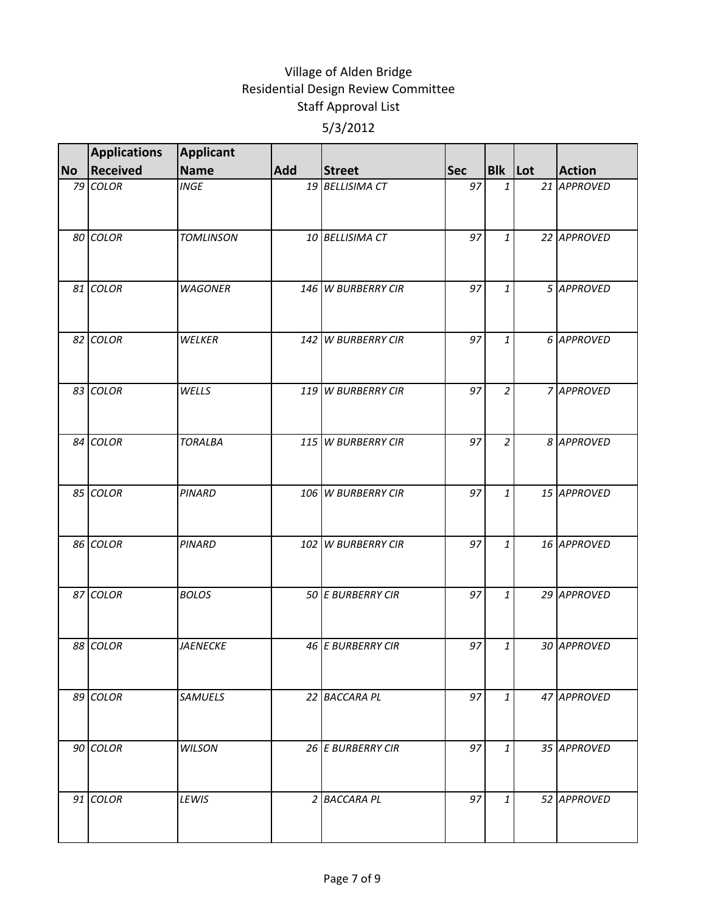# Village of Alden Bridge
## Residential Design Review Committee
### Staff Approval List
### 5/3/2012

| No | Applications Received | Applicant Name | Add | Street | Sec | Blk | Lot | Action |
|---|---|---|---|---|---|---|---|---|
| 79 | *COLOR* | *INGE* | 19 | *BELLISIMA CT* | 97 | 1 | 21 | *APPROVED* |
| 80 | *COLOR* | *TOMLINSON* | 10 | *BELLISIMA CT* | 97 | 1 | 22 | *APPROVED* |
| 81 | *COLOR* | *WAGONER* | 146 | *W BURBERRY CIR* | 97 | 1 | 5 | *APPROVED* |
| 82 | *COLOR* | *WELKER* | 142 | *W BURBERRY CIR* | 97 | 1 | 6 | *APPROVED* |
| 83 | *COLOR* | *WELLS* | 119 | *W BURBERRY CIR* | 97 | 2 | 7 | *APPROVED* |
| 84 | *COLOR* | *TORALBA* | 115 | *W BURBERRY CIR* | 97 | 2 | 8 | *APPROVED* |
| 85 | *COLOR* | *PINARD* | 106 | *W BURBERRY CIR* | 97 | 1 | 15 | *APPROVED* |
| 86 | *COLOR* | *PINARD* | 102 | *W BURBERRY CIR* | 97 | 1 | 16 | *APPROVED* |
| 87 | *COLOR* | *BOLOS* | 50 | *E BURBERRY CIR* | 97 | 1 | 29 | *APPROVED* |
| 88 | *COLOR* | *JAENECKE* | 46 | *E BURBERRY CIR* | 97 | 1 | 30 | *APPROVED* |
| 89 | *COLOR* | *SAMUELS* | 22 | *BACCARA PL* | 97 | 1 | 47 | *APPROVED* |
| 90 | *COLOR* | *WILSON* | 26 | *E BURBERRY CIR* | 97 | 1 | 35 | *APPROVED* |
| 91 | *COLOR* | *LEWIS* | 2 | *BACCARA PL* | 97 | 1 | 52 | *APPROVED* |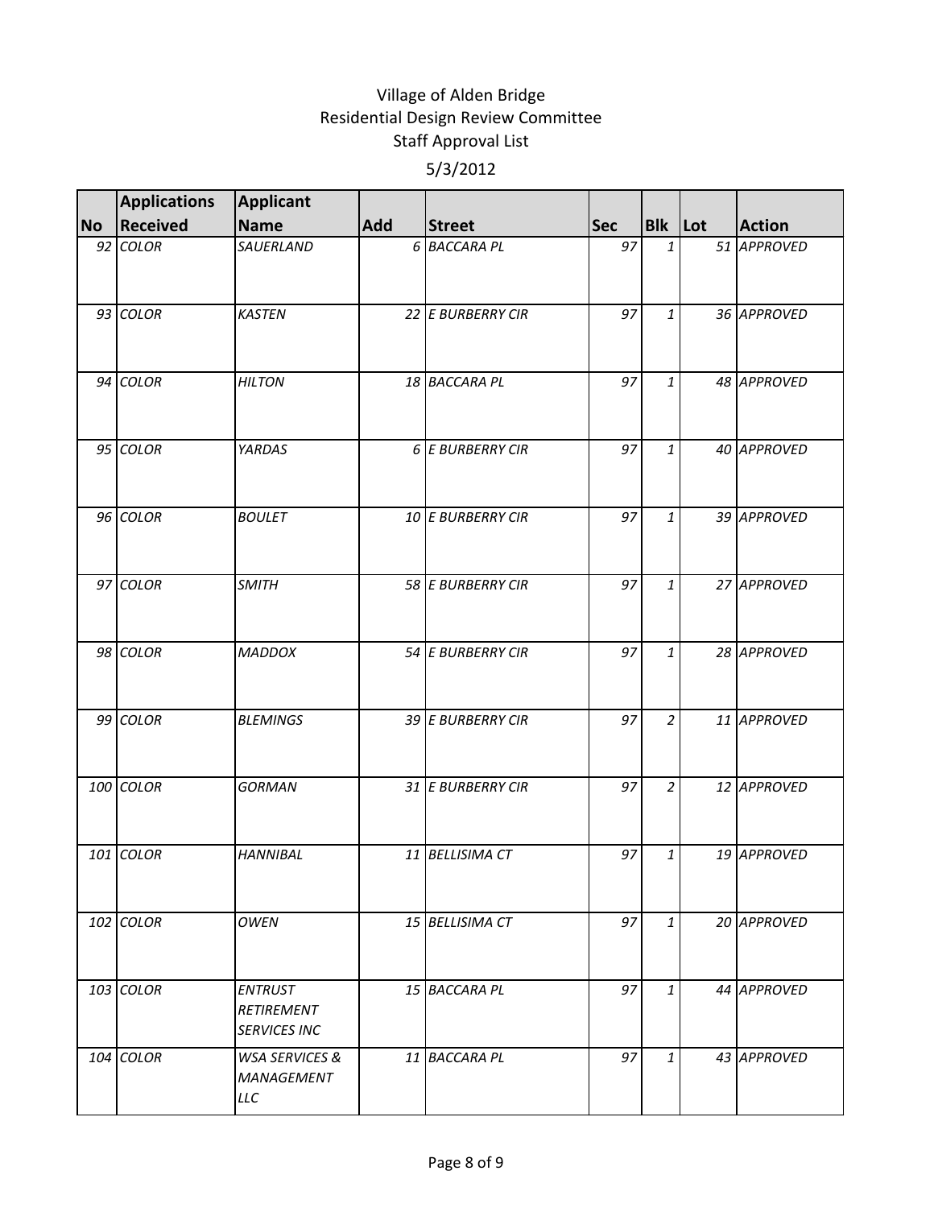# Village of Alden Bridge
## Residential Design Review Committee
### Staff Approval List

5/3/2012

| No | Applications Received | Applicant Name | Add | Street | Sec | Blk | Lot | Action |
|---|---|---|---|---|---|---|---|---|
| 92 | COLOR | SAUERLAND | 6 | BACCARA PL | 97 | 1 | 51 | APPROVED |
| 93 | COLOR | KASTEN | 22 | E BURBERRY CIR | 97 | 1 | 36 | APPROVED |
| 94 | COLOR | HILTON | 18 | BACCARA PL | 97 | 1 | 48 | APPROVED |
| 95 | COLOR | YARDAS | 6 | E BURBERRY CIR | 97 | 1 | 40 | APPROVED |
| 96 | COLOR | BOULET | 10 | E BURBERRY CIR | 97 | 1 | 39 | APPROVED |
| 97 | COLOR | SMITH | 58 | E BURBERRY CIR | 97 | 1 | 27 | APPROVED |
| 98 | COLOR | MADDOX | 54 | E BURBERRY CIR | 97 | 1 | 28 | APPROVED |
| 99 | COLOR | BLEMINGS | 39 | E BURBERRY CIR | 97 | 2 | 11 | APPROVED |
| 100 | COLOR | GORMAN | 31 | E BURBERRY CIR | 97 | 2 | 12 | APPROVED |
| 101 | COLOR | HANNIBAL | 11 | BELLISIMA CT | 97 | 1 | 19 | APPROVED |
| 102 | COLOR | OWEN | 15 | BELLISIMA CT | 97 | 1 | 20 | APPROVED |
| 103 | COLOR | ENTRUST RETIREMENT SERVICES INC | 15 | BACCARA PL | 97 | 1 | 44 | APPROVED |
| 104 | COLOR | WSA SERVICES & MANAGEMENT LLC | 11 | BACCARA PL | 97 | 1 | 43 | APPROVED |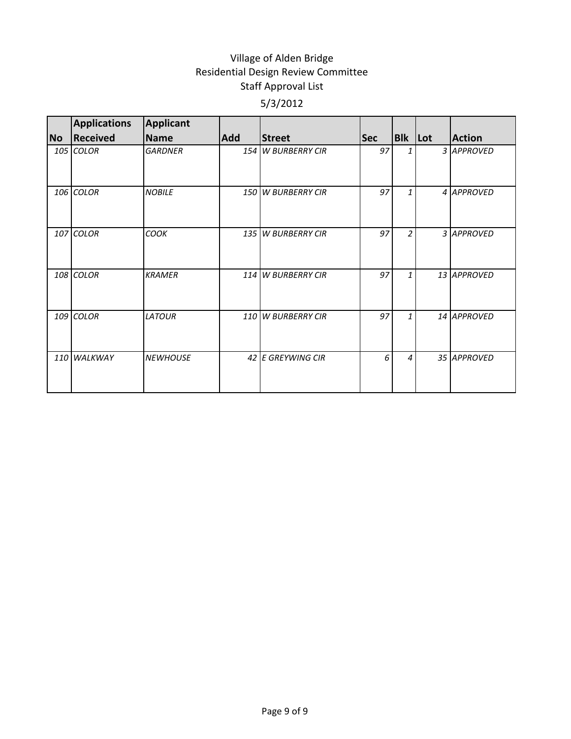Village of Alden Bridge
Residential Design Review Committee
Staff Approval List
5/3/2012

| No | Applications Received | Applicant Name | Add | Street | Sec | Blk | Lot | Action |
|---|---|---|---|---|---|---|---|---|
| *105* | *COLOR* | *GARDNER* | *154* | *W BURBERRY CIR* | *97* | *1* | *3* | *APPROVED* |
| *106* | *COLOR* | *NOBILE* | *150* | *W BURBERRY CIR* | *97* | *1* | *4* | *APPROVED* |
| *107* | *COLOR* | *COOK* | *135* | *W BURBERRY CIR* | *97* | *2* | *3* | *APPROVED* |
| *108* | *COLOR* | *KRAMER* | *114* | *W BURBERRY CIR* | *97* | *1* | *13* | *APPROVED* |
| *109* | *COLOR* | *LATOUR* | *110* | *W BURBERRY CIR* | *97* | *1* | *14* | *APPROVED* |
| *110* | *WALKWAY* | *NEWHOUSE* | *42* | *E GREYWING CIR* | *6* | *4* | *35* | *APPROVED* |